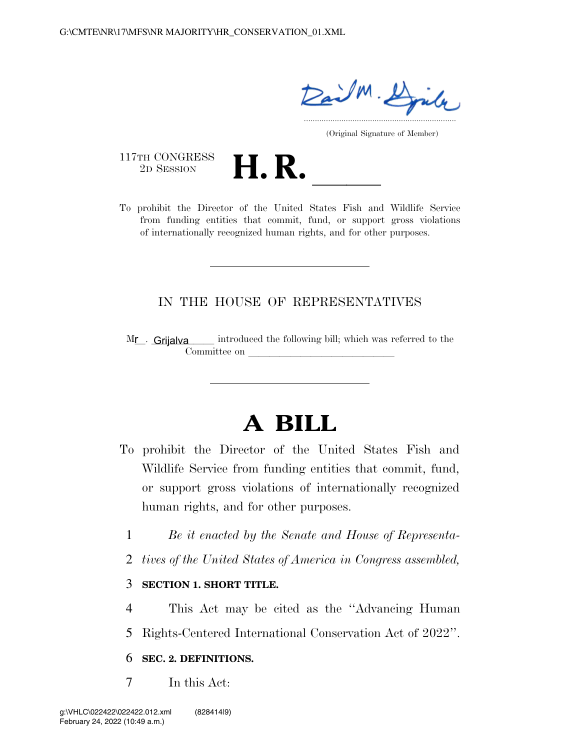(Original Signature of Member)

117TH CONGRESS
2D SESSION

# H. R. ______

To prohibit the Director of the United States Fish and Wildlife Service from funding entities that commit, fund, or support gross violations of internationally recognized human rights, and for other purposes.

---

IN THE HOUSE OF REPRESENTATIVES

Mr. Grijalva introduced the following bill; which was referred to the Committee on ______________________________

---

# A BILL

To prohibit the Director of the United States Fish and Wildlife Service from funding entities that commit, fund, or support gross violations of internationally recognized human rights, and for other purposes.

1 *Be it enacted by the Senate and House of Representa-*
2 *tives of the United States of America in Congress assembled,*

3 **SECTION 1. SHORT TITLE.**

4 This Act may be cited as the "Advancing Human
5 Rights-Centered International Conservation Act of 2022".

6 **SEC. 2. DEFINITIONS.**

7 In this Act: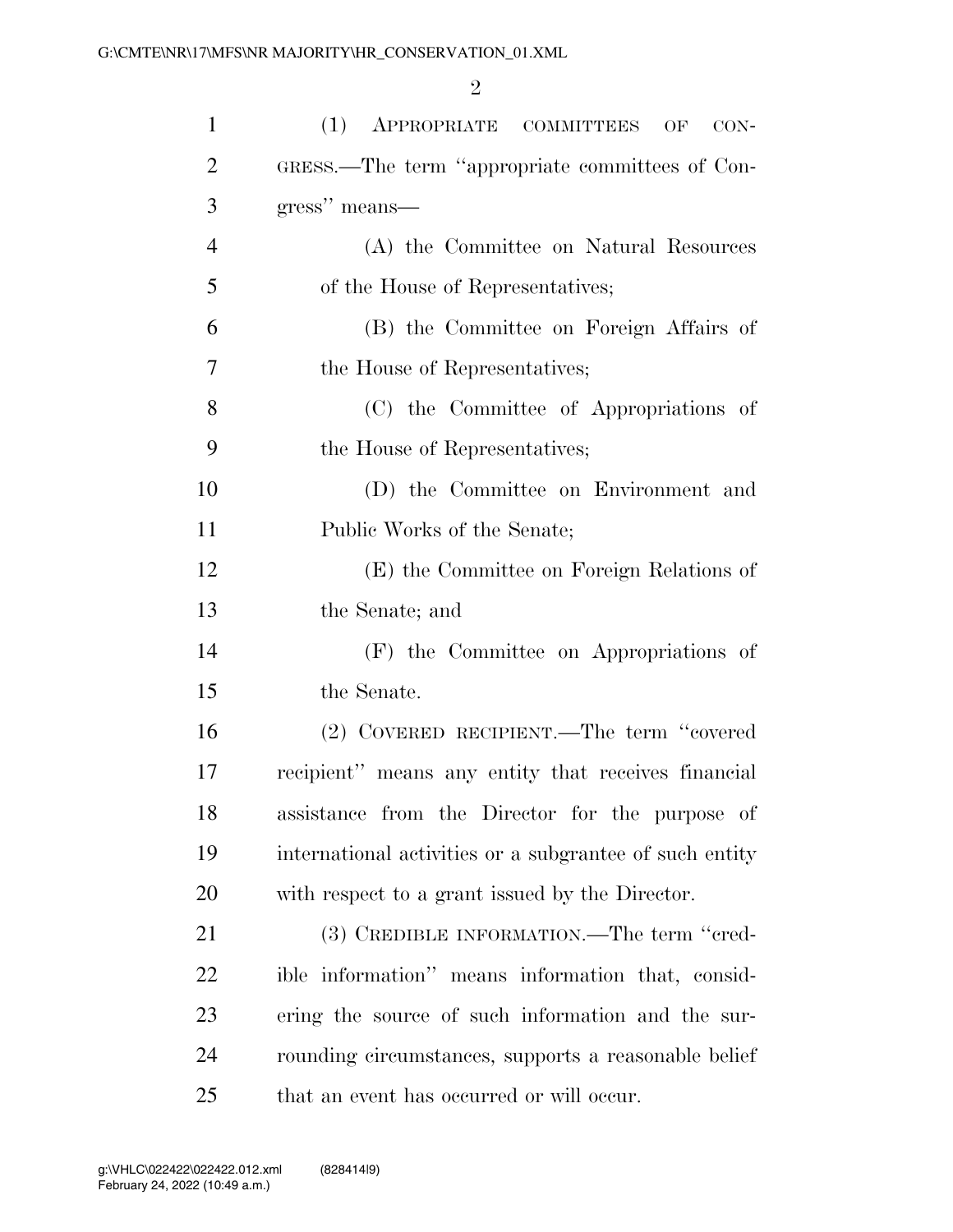(1) APPROPRIATE COMMITTEES OF CONGRESS.—The term ''appropriate committees of Congress'' means—

(A) the Committee on Natural Resources of the House of Representatives;

(B) the Committee on Foreign Affairs of the House of Representatives;

(C) the Committee of Appropriations of the House of Representatives;

(D) the Committee on Environment and Public Works of the Senate;

(E) the Committee on Foreign Relations of the Senate; and

(F) the Committee on Appropriations of the Senate.

(2) COVERED RECIPIENT.—The term ''covered recipient'' means any entity that receives financial assistance from the Director for the purpose of international activities or a subgrantee of such entity with respect to a grant issued by the Director.

(3) CREDIBLE INFORMATION.—The term ''credible information'' means information that, considering the source of such information and the surrounding circumstances, supports a reasonable belief that an event has occurred or will occur.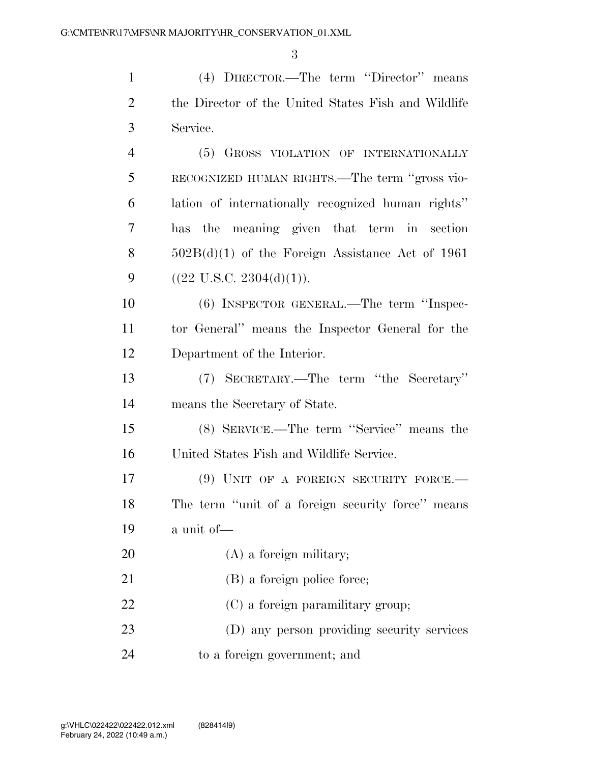(4) DIRECTOR.—The term ''Director'' means the Director of the United States Fish and Wildlife Service.

(5) GROSS VIOLATION OF INTERNATIONALLY RECOGNIZED HUMAN RIGHTS.—The term ''gross violation of internationally recognized human rights'' has the meaning given that term in section 502B(d)(1) of the Foreign Assistance Act of 1961 ((22 U.S.C. 2304(d)(1)).

(6) INSPECTOR GENERAL.—The term ''Inspector General'' means the Inspector General for the Department of the Interior.

(7) SECRETARY.—The term ''the Secretary'' means the Secretary of State.

(8) SERVICE.—The term ''Service'' means the United States Fish and Wildlife Service.

(9) UNIT OF A FOREIGN SECURITY FORCE.— The term ''unit of a foreign security force'' means a unit of—

(A) a foreign military;

(B) a foreign police force;

(C) a foreign paramilitary group;

(D) any person providing security services to a foreign government; and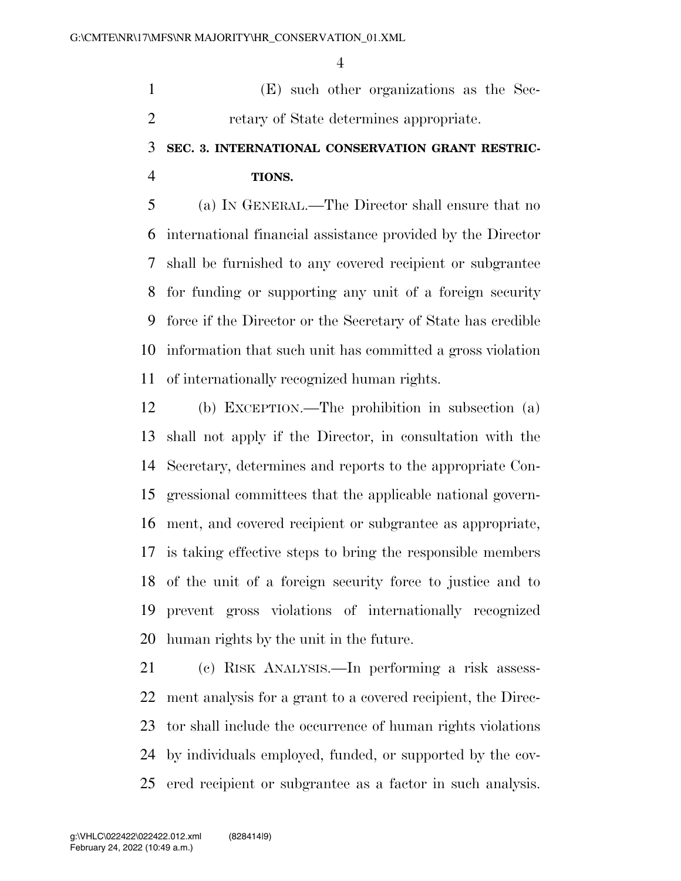(E) such other organizations as the Secretary of State determines appropriate.

## SEC. 3. INTERNATIONAL CONSERVATION GRANT RESTRICTIONS.

(a) IN GENERAL.—The Director shall ensure that no international financial assistance provided by the Director shall be furnished to any covered recipient or subgrantee for funding or supporting any unit of a foreign security force if the Director or the Secretary of State has credible information that such unit has committed a gross violation of internationally recognized human rights.

(b) EXCEPTION.—The prohibition in subsection (a) shall not apply if the Director, in consultation with the Secretary, determines and reports to the appropriate Congressional committees that the applicable national government, and covered recipient or subgrantee as appropriate, is taking effective steps to bring the responsible members of the unit of a foreign security force to justice and to prevent gross violations of internationally recognized human rights by the unit in the future.

(c) RISK ANALYSIS.—In performing a risk assessment analysis for a grant to a covered recipient, the Director shall include the occurrence of human rights violations by individuals employed, funded, or supported by the covered recipient or subgrantee as a factor in such analysis.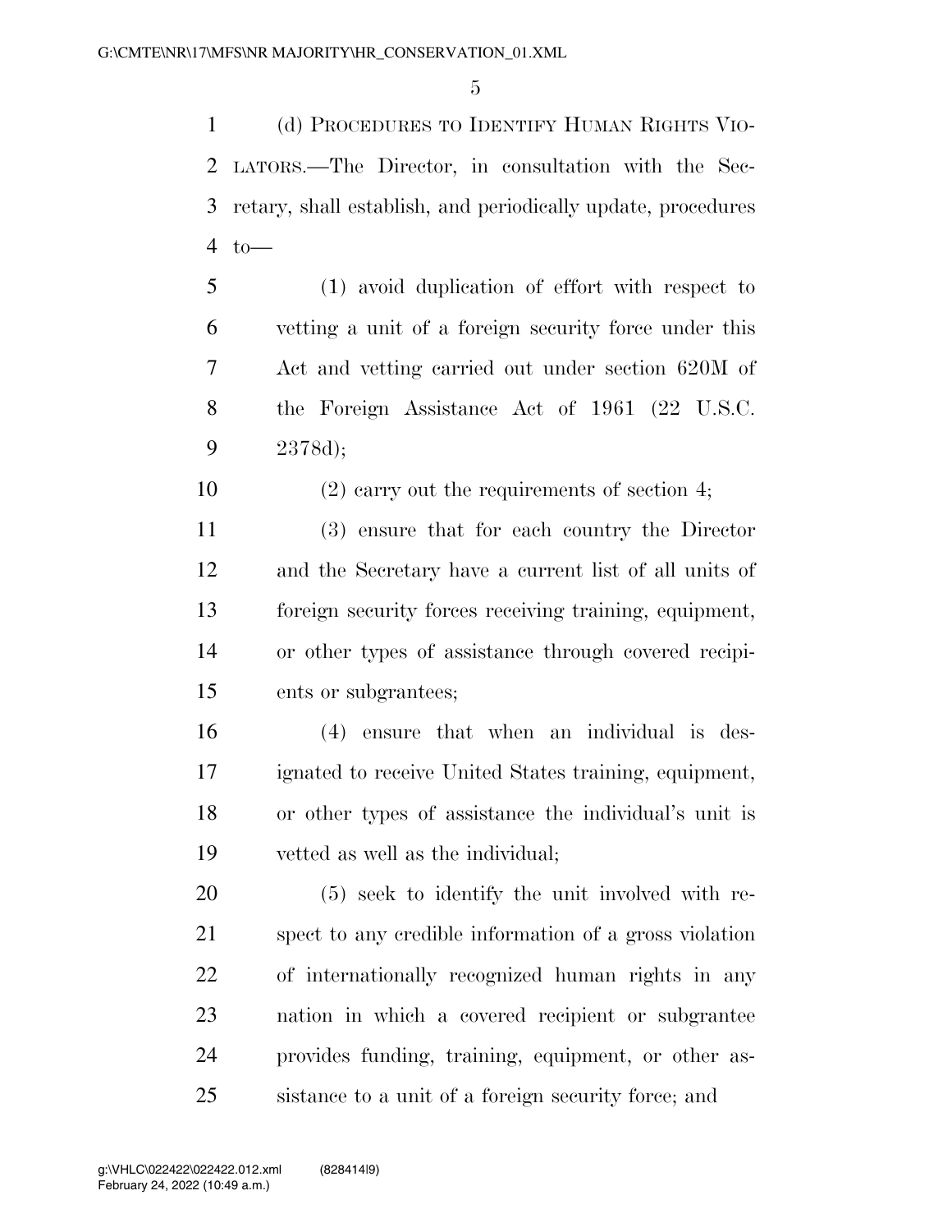(d) PROCEDURES TO IDENTIFY HUMAN RIGHTS VIOLATORS.—The Director, in consultation with the Secretary, shall establish, and periodically update, procedures to—

(1) avoid duplication of effort with respect to vetting a unit of a foreign security force under this Act and vetting carried out under section 620M of the Foreign Assistance Act of 1961 (22 U.S.C. 2378d);

(2) carry out the requirements of section 4;

(3) ensure that for each country the Director and the Secretary have a current list of all units of foreign security forces receiving training, equipment, or other types of assistance through covered recipients or subgrantees;

(4) ensure that when an individual is designated to receive United States training, equipment, or other types of assistance the individual's unit is vetted as well as the individual;

(5) seek to identify the unit involved with respect to any credible information of a gross violation of internationally recognized human rights in any nation in which a covered recipient or subgrantee provides funding, training, equipment, or other assistance to a unit of a foreign security force; and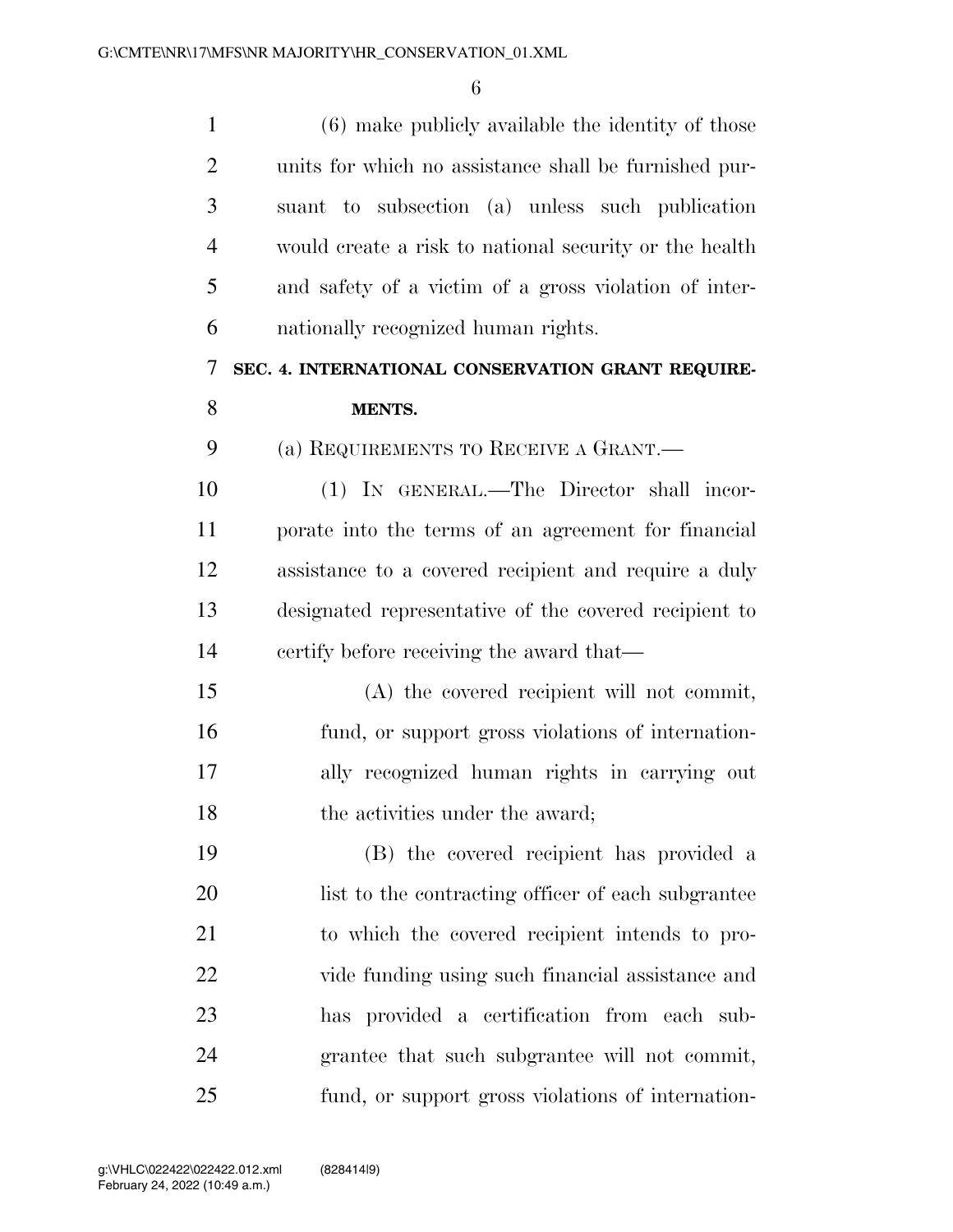(6) make publicly available the identity of those units for which no assistance shall be furnished pursuant to subsection (a) unless such publication would create a risk to national security or the health and safety of a victim of a gross violation of internationally recognized human rights.

## SEC. 4. INTERNATIONAL CONSERVATION GRANT REQUIREMENTS.

(a) REQUIREMENTS TO RECEIVE A GRANT.—

(1) IN GENERAL.—The Director shall incorporate into the terms of an agreement for financial assistance to a covered recipient and require a duly designated representative of the covered recipient to certify before receiving the award that—

(A) the covered recipient will not commit, fund, or support gross violations of internationally recognized human rights in carrying out the activities under the award;

(B) the covered recipient has provided a list to the contracting officer of each subgrantee to which the covered recipient intends to provide funding using such financial assistance and has provided a certification from each subgrantee that such subgrantee will not commit, fund, or support gross violations of internation-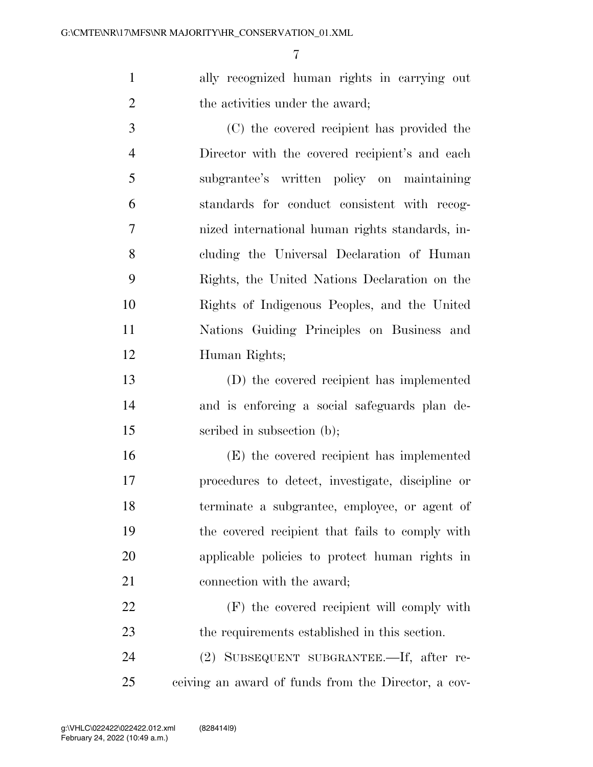ally recognized human rights in carrying out the activities under the award;

(C) the covered recipient has provided the Director with the covered recipient's and each subgrantee's written policy on maintaining standards for conduct consistent with recognized international human rights standards, including the Universal Declaration of Human Rights, the United Nations Declaration on the Rights of Indigenous Peoples, and the United Nations Guiding Principles on Business and Human Rights;

(D) the covered recipient has implemented and is enforcing a social safeguards plan described in subsection (b);

(E) the covered recipient has implemented procedures to detect, investigate, discipline or terminate a subgrantee, employee, or agent of the covered recipient that fails to comply with applicable policies to protect human rights in connection with the award;

(F) the covered recipient will comply with the requirements established in this section.

(2) SUBSEQUENT SUBGRANTEE.—If, after receiving an award of funds from the Director, a cov-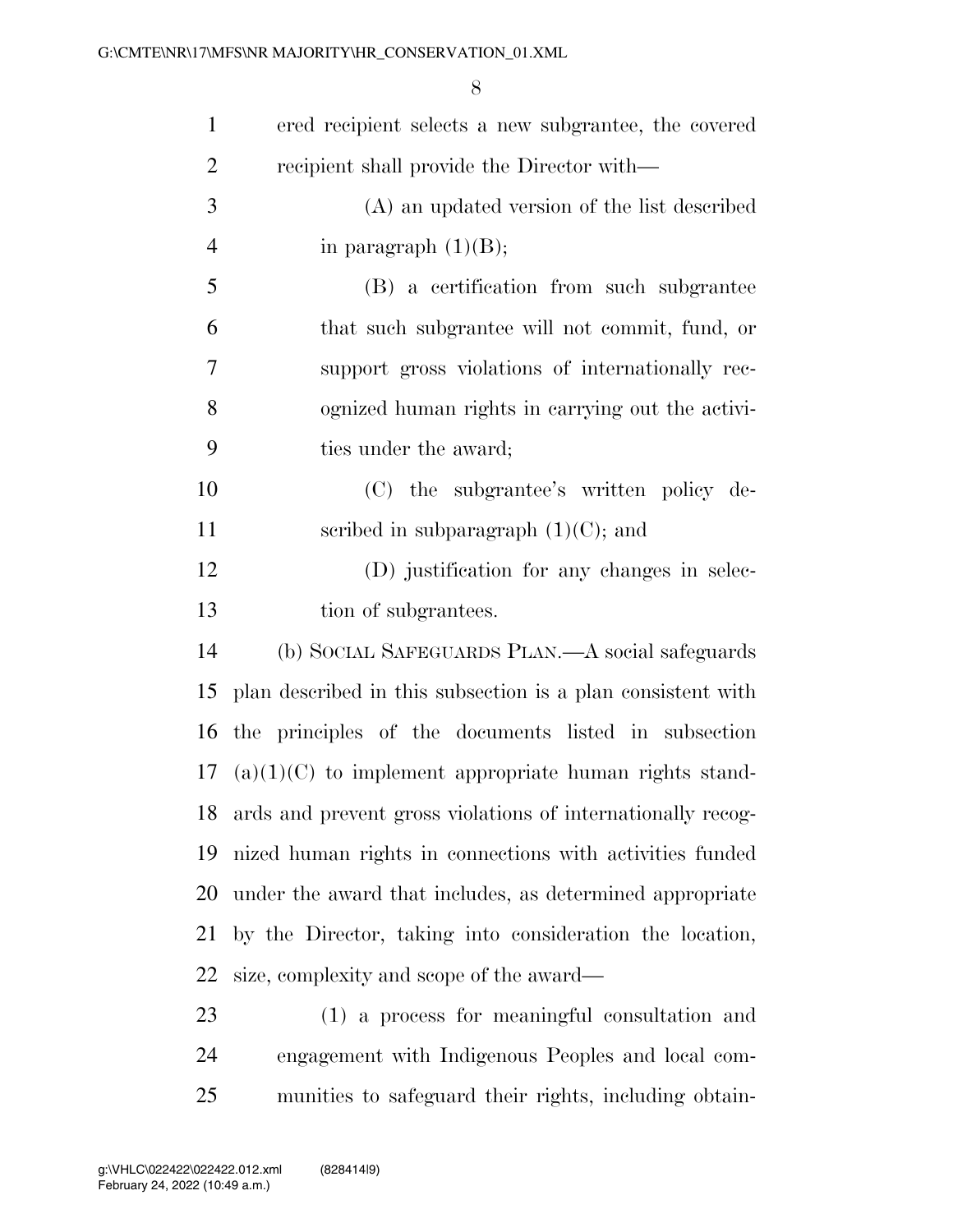ered recipient selects a new subgrantee, the covered recipient shall provide the Director with—

(A) an updated version of the list described in paragraph (1)(B);

(B) a certification from such subgrantee that such subgrantee will not commit, fund, or support gross violations of internationally recognized human rights in carrying out the activities under the award;

(C) the subgrantee's written policy described in subparagraph (1)(C); and

(D) justification for any changes in selection of subgrantees.

(b) SOCIAL SAFEGUARDS PLAN.—A social safeguards plan described in this subsection is a plan consistent with the principles of the documents listed in subsection (a)(1)(C) to implement appropriate human rights standards and prevent gross violations of internationally recognized human rights in connections with activities funded under the award that includes, as determined appropriate by the Director, taking into consideration the location, size, complexity and scope of the award—

(1) a process for meaningful consultation and engagement with Indigenous Peoples and local communities to safeguard their rights, including obtain-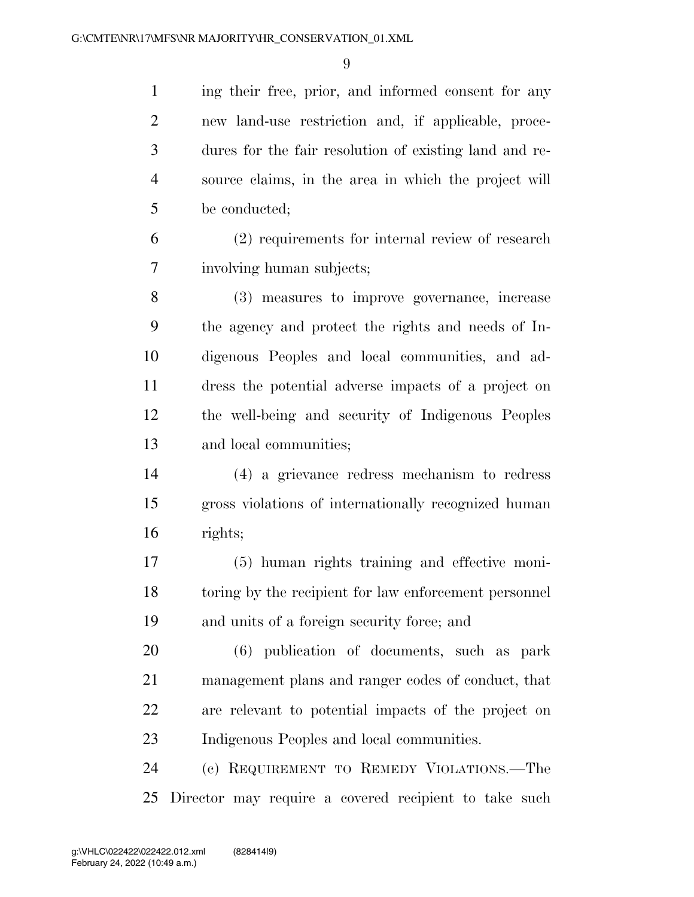ing their free, prior, and informed consent for any new land-use restriction and, if applicable, procedures for the fair resolution of existing land and resource claims, in the area in which the project will be conducted;

(2) requirements for internal review of research involving human subjects;

(3) measures to improve governance, increase the agency and protect the rights and needs of Indigenous Peoples and local communities, and address the potential adverse impacts of a project on the well-being and security of Indigenous Peoples and local communities;

(4) a grievance redress mechanism to redress gross violations of internationally recognized human rights;

(5) human rights training and effective monitoring by the recipient for law enforcement personnel and units of a foreign security force; and

(6) publication of documents, such as park management plans and ranger codes of conduct, that are relevant to potential impacts of the project on Indigenous Peoples and local communities.

(c) Requirement to Remedy Violations.—The Director may require a covered recipient to take such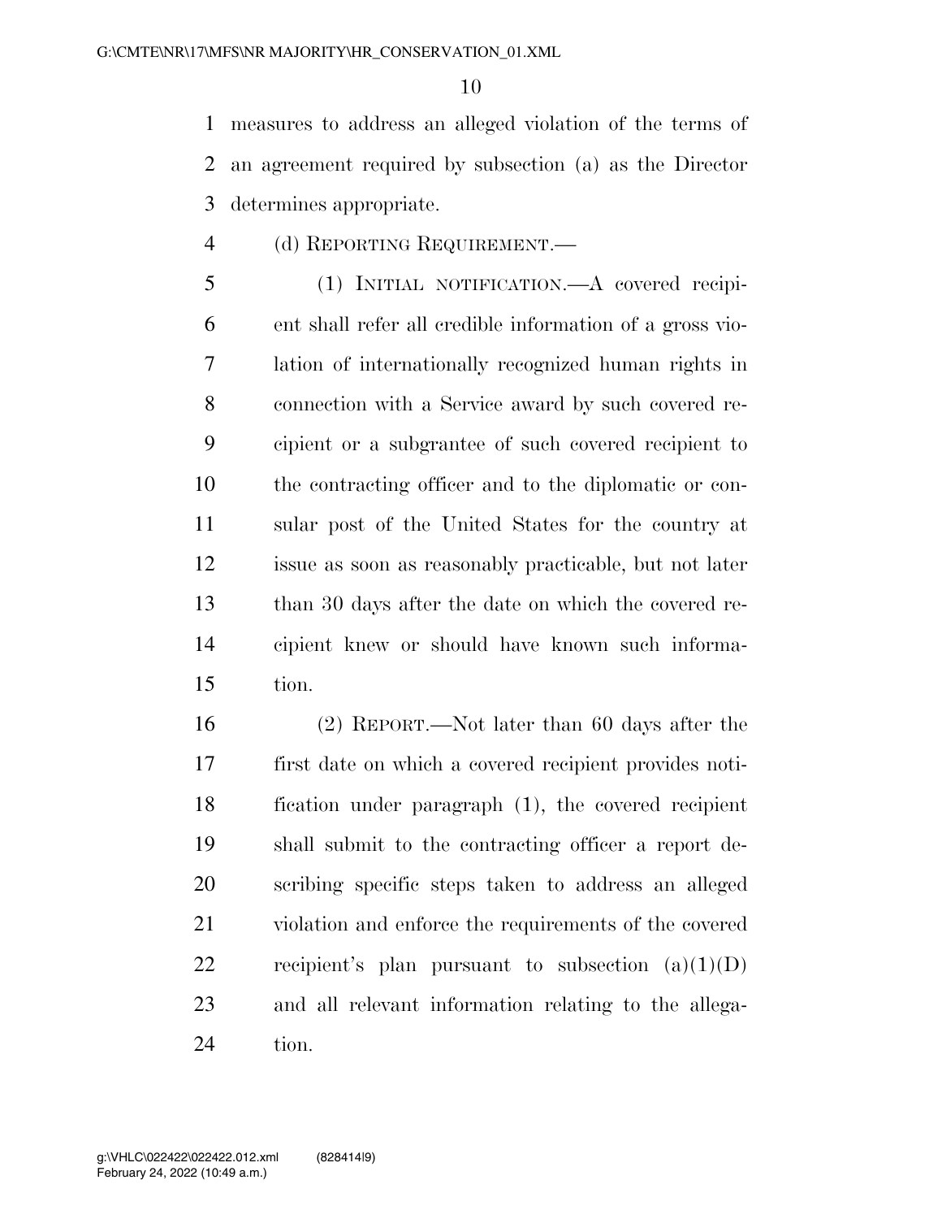measures to address an alleged violation of the terms of an agreement required by subsection (a) as the Director determines appropriate.

(d) REPORTING REQUIREMENT.—

(1) INITIAL NOTIFICATION.—A covered recipient shall refer all credible information of a gross violation of internationally recognized human rights in connection with a Service award by such covered recipient or a subgrantee of such covered recipient to the contracting officer and to the diplomatic or consular post of the United States for the country at issue as soon as reasonably practicable, but not later than 30 days after the date on which the covered recipient knew or should have known such information.

(2) REPORT.—Not later than 60 days after the first date on which a covered recipient provides notification under paragraph (1), the covered recipient shall submit to the contracting officer a report describing specific steps taken to address an alleged violation and enforce the requirements of the covered recipient's plan pursuant to subsection (a)(1)(D) and all relevant information relating to the allegation.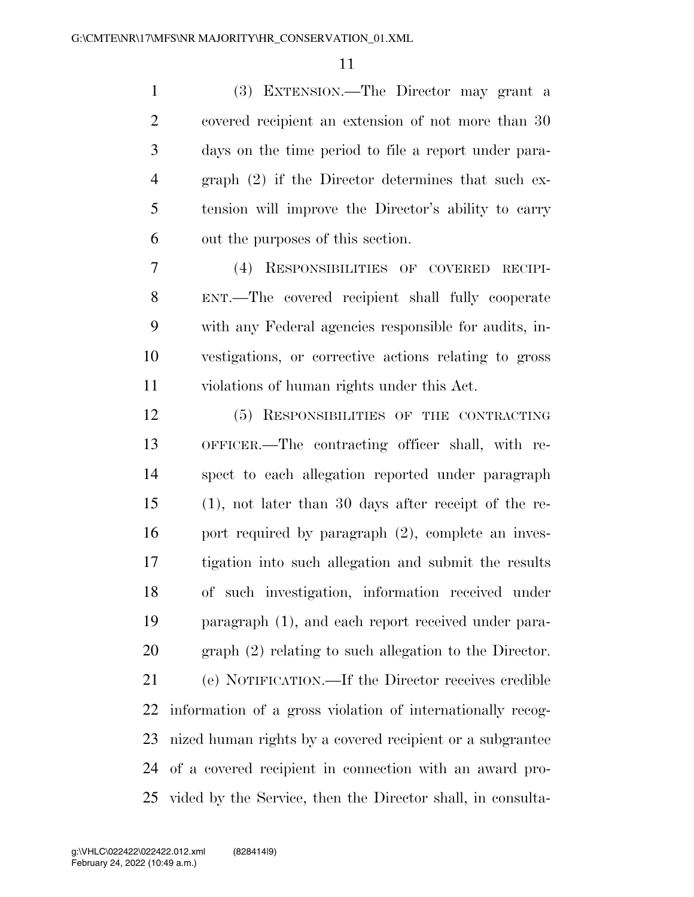(3) EXTENSION.—The Director may grant a covered recipient an extension of not more than 30 days on the time period to file a report under paragraph (2) if the Director determines that such extension will improve the Director's ability to carry out the purposes of this section.

(4) RESPONSIBILITIES OF COVERED RECIPIENT.—The covered recipient shall fully cooperate with any Federal agencies responsible for audits, investigations, or corrective actions relating to gross violations of human rights under this Act.

(5) RESPONSIBILITIES OF THE CONTRACTING OFFICER.—The contracting officer shall, with respect to each allegation reported under paragraph (1), not later than 30 days after receipt of the report required by paragraph (2), complete an investigation into such allegation and submit the results of such investigation, information received under paragraph (1), and each report received under paragraph (2) relating to such allegation to the Director.

(e) NOTIFICATION.—If the Director receives credible information of a gross violation of internationally recognized human rights by a covered recipient or a subgrantee of a covered recipient in connection with an award provided by the Service, then the Director shall, in consulta-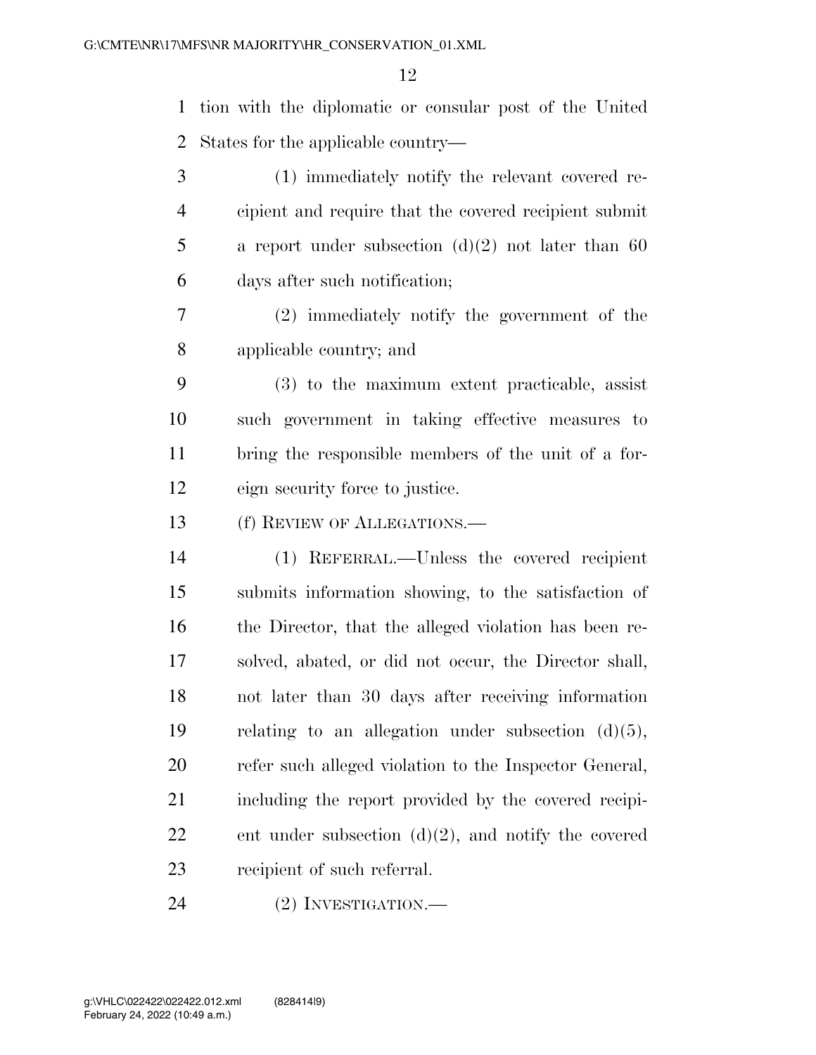tion with the diplomatic or consular post of the United States for the applicable country—

(1) immediately notify the relevant covered recipient and require that the covered recipient submit a report under subsection (d)(2) not later than 60 days after such notification;

(2) immediately notify the government of the applicable country; and

(3) to the maximum extent practicable, assist such government in taking effective measures to bring the responsible members of the unit of a foreign security force to justice.

(f) REVIEW OF ALLEGATIONS.—

(1) REFERRAL.—Unless the covered recipient submits information showing, to the satisfaction of the Director, that the alleged violation has been resolved, abated, or did not occur, the Director shall, not later than 30 days after receiving information relating to an allegation under subsection (d)(5), refer such alleged violation to the Inspector General, including the report provided by the covered recipient under subsection (d)(2), and notify the covered recipient of such referral.

(2) INVESTIGATION.—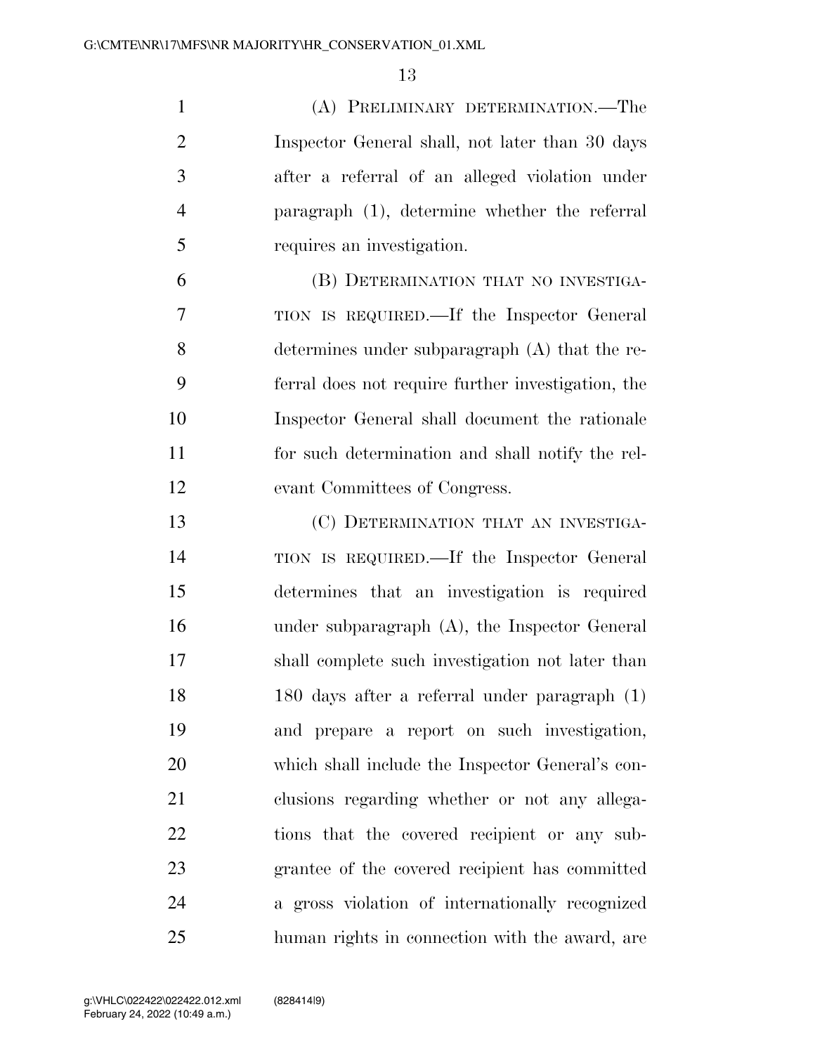(A) PRELIMINARY DETERMINATION.—The Inspector General shall, not later than 30 days after a referral of an alleged violation under paragraph (1), determine whether the referral requires an investigation.

(B) DETERMINATION THAT NO INVESTIGATION IS REQUIRED.—If the Inspector General determines under subparagraph (A) that the referral does not require further investigation, the Inspector General shall document the rationale for such determination and shall notify the relevant Committees of Congress.

(C) DETERMINATION THAT AN INVESTIGATION IS REQUIRED.—If the Inspector General determines that an investigation is required under subparagraph (A), the Inspector General shall complete such investigation not later than 180 days after a referral under paragraph (1) and prepare a report on such investigation, which shall include the Inspector General's conclusions regarding whether or not any allegations that the covered recipient or any subgrantee of the covered recipient has committed a gross violation of internationally recognized human rights in connection with the award, are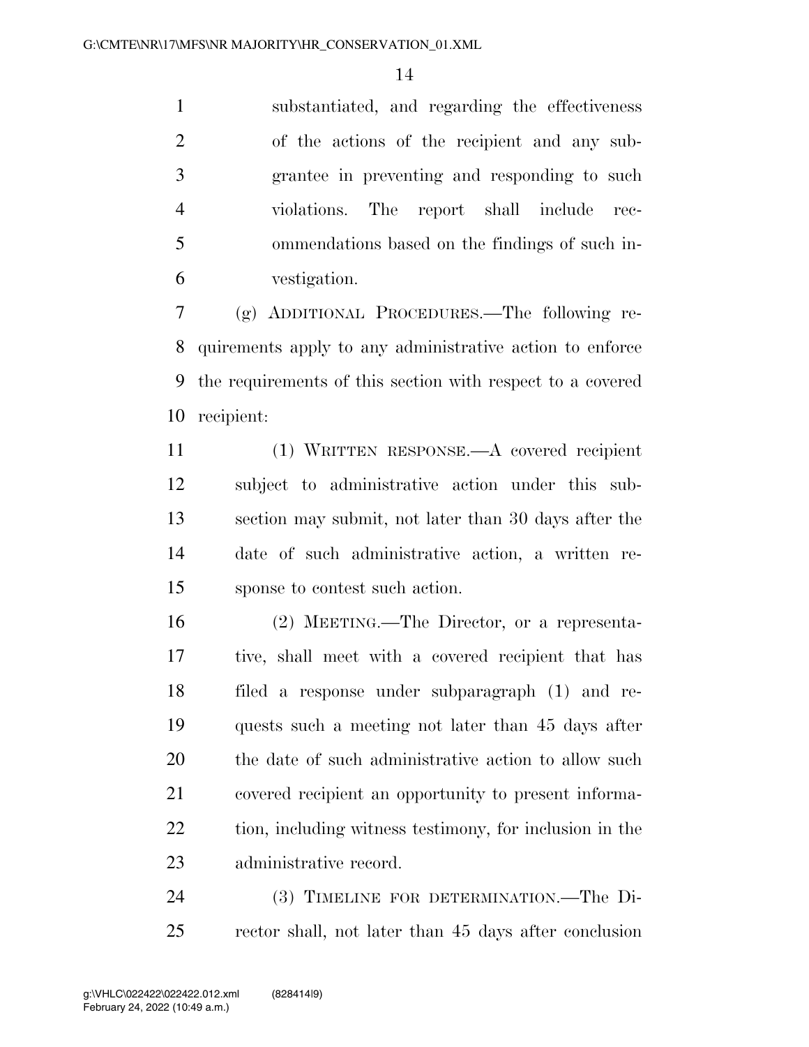substantiated, and regarding the effectiveness of the actions of the recipient and any subgrantee in preventing and responding to such violations. The report shall include recommendations based on the findings of such investigation.

(g) ADDITIONAL PROCEDURES.—The following requirements apply to any administrative action to enforce the requirements of this section with respect to a covered recipient:

(1) WRITTEN RESPONSE.—A covered recipient subject to administrative action under this subsection may submit, not later than 30 days after the date of such administrative action, a written response to contest such action.

(2) MEETING.—The Director, or a representative, shall meet with a covered recipient that has filed a response under subparagraph (1) and requests such a meeting not later than 45 days after the date of such administrative action to allow such covered recipient an opportunity to present information, including witness testimony, for inclusion in the administrative record.

(3) TIMELINE FOR DETERMINATION.—The Director shall, not later than 45 days after conclusion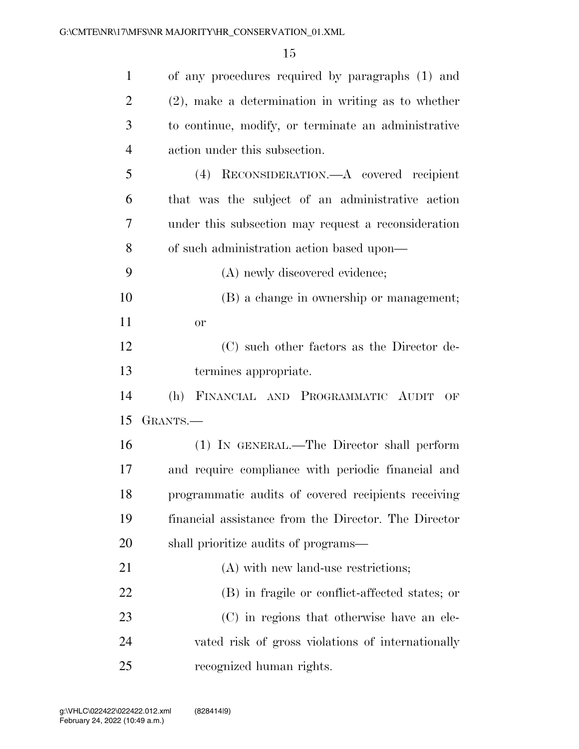of any procedures required by paragraphs (1) and (2), make a determination in writing as to whether to continue, modify, or terminate an administrative action under this subsection.

(4) RECONSIDERATION.—A covered recipient that was the subject of an administrative action under this subsection may request a reconsideration of such administration action based upon—

(A) newly discovered evidence;

(B) a change in ownership or management; or

(C) such other factors as the Director determines appropriate.

(h) FINANCIAL AND PROGRAMMATIC AUDIT OF GRANTS.—

(1) IN GENERAL.—The Director shall perform and require compliance with periodic financial and programmatic audits of covered recipients receiving financial assistance from the Director. The Director shall prioritize audits of programs—

(A) with new land-use restrictions;

(B) in fragile or conflict-affected states; or

(C) in regions that otherwise have an elevated risk of gross violations of internationally recognized human rights.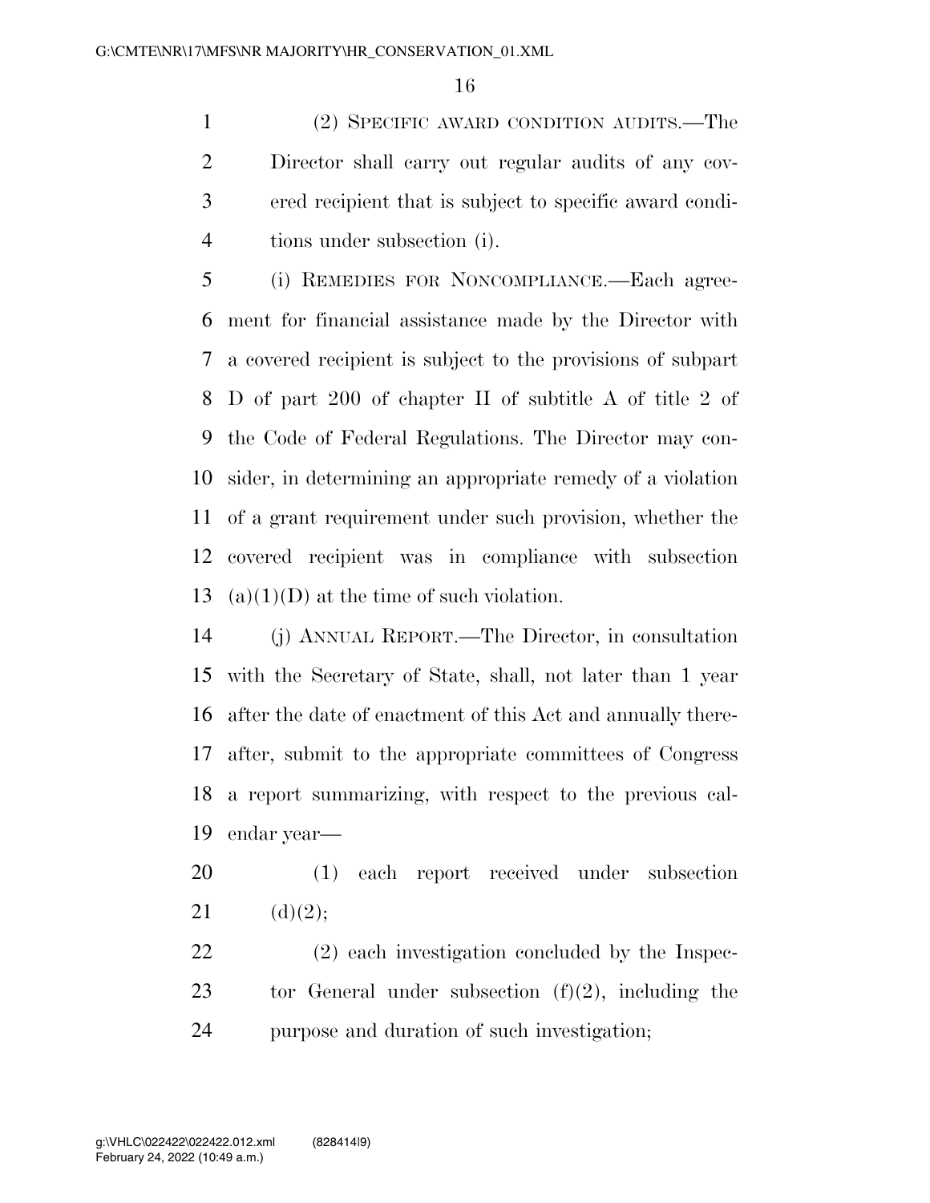(2) SPECIFIC AWARD CONDITION AUDITS.—The Director shall carry out regular audits of any covered recipient that is subject to specific award conditions under subsection (i).

(i) REMEDIES FOR NONCOMPLIANCE.—Each agreement for financial assistance made by the Director with a covered recipient is subject to the provisions of subpart D of part 200 of chapter II of subtitle A of title 2 of the Code of Federal Regulations. The Director may consider, in determining an appropriate remedy of a violation of a grant requirement under such provision, whether the covered recipient was in compliance with subsection (a)(1)(D) at the time of such violation.

(j) ANNUAL REPORT.—The Director, in consultation with the Secretary of State, shall, not later than 1 year after the date of enactment of this Act and annually thereafter, submit to the appropriate committees of Congress a report summarizing, with respect to the previous calendar year—

(1) each report received under subsection (d)(2);

(2) each investigation concluded by the Inspector General under subsection (f)(2), including the purpose and duration of such investigation;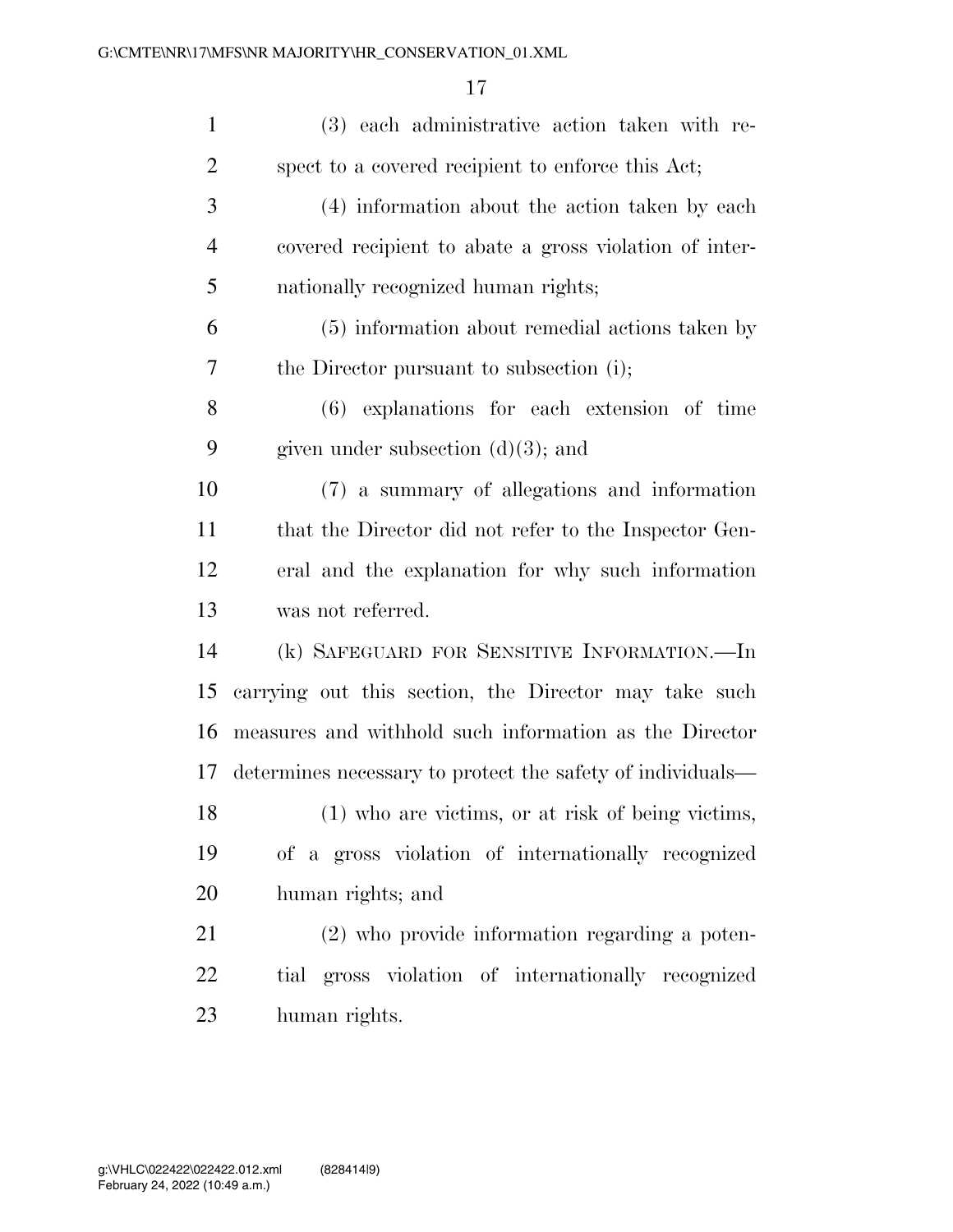(3) each administrative action taken with respect to a covered recipient to enforce this Act;

(4) information about the action taken by each covered recipient to abate a gross violation of internationally recognized human rights;

(5) information about remedial actions taken by the Director pursuant to subsection (i);

(6) explanations for each extension of time given under subsection (d)(3); and

(7) a summary of allegations and information that the Director did not refer to the Inspector General and the explanation for why such information was not referred.

(k) SAFEGUARD FOR SENSITIVE INFORMATION.—In carrying out this section, the Director may take such measures and withhold such information as the Director determines necessary to protect the safety of individuals—

(1) who are victims, or at risk of being victims, of a gross violation of internationally recognized human rights; and

(2) who provide information regarding a potential gross violation of internationally recognized human rights.